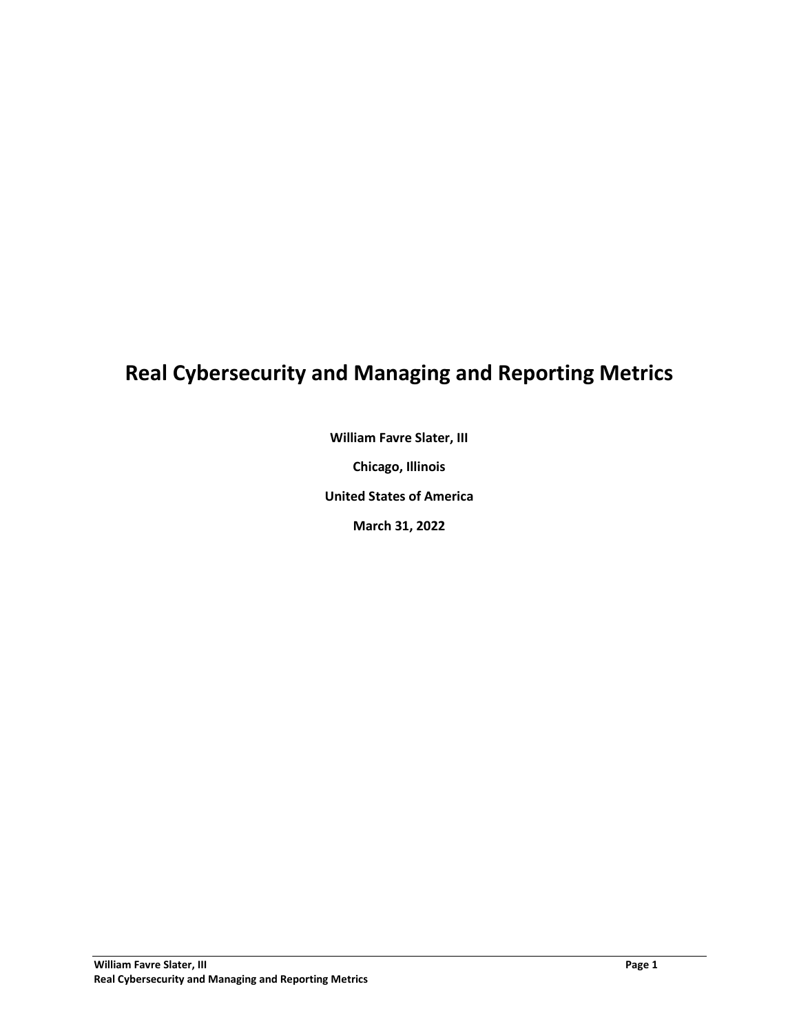# Real Cybersecurity and Managing and Reporting Metrics

**William Favre Slater, III**

**Chicago, Illinois**

**United States of America**

**March 31, 2022**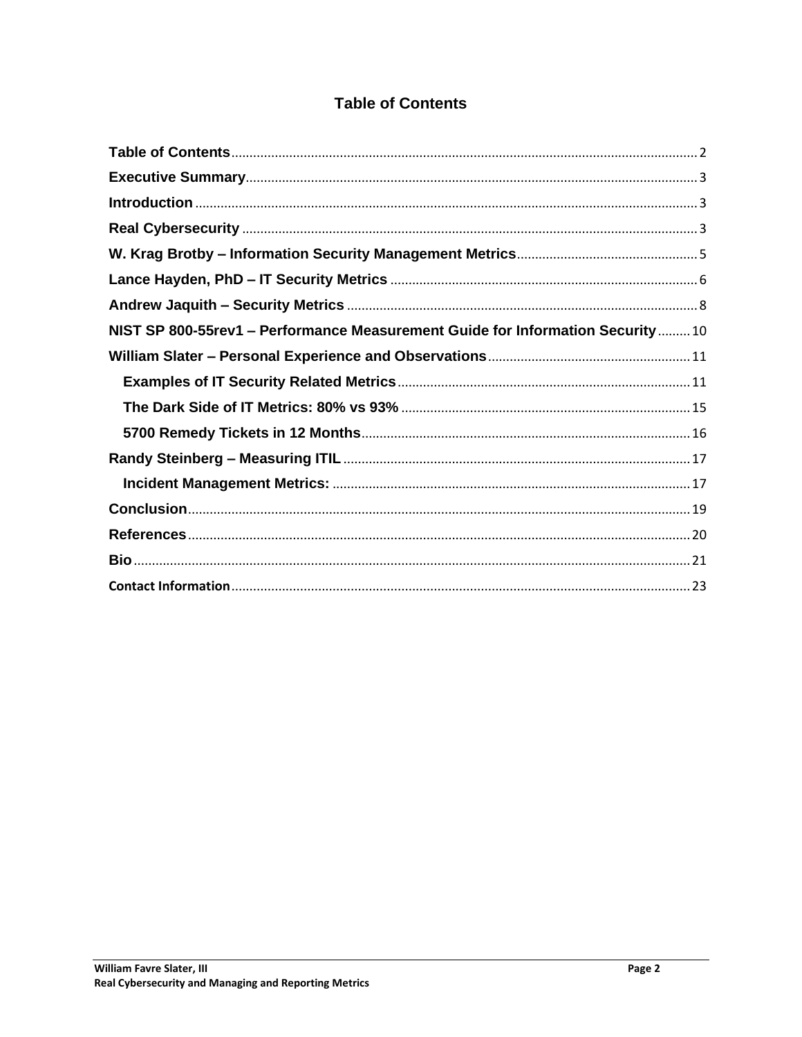# Table of Contents

- **Table of Contents** ........ 2
- **Executive Summary** ........ 3
- **Introduction** ........ 3
- **Real Cybersecurity** ........ 3
- **W. Krag Brotby – Information Security Management Metrics** ........ 5
- **Lance Hayden, PhD – IT Security Metrics** ........ 6
- **Andrew Jaquith – Security Metrics** ........ 8
- **NIST SP 800-55rev1 – Performance Measurement Guide for Information Security** ........ 10
- **William Slater – Personal Experience and Observations** ........ 11
  - **Examples of IT Security Related Metrics** ........ 11
  - **The Dark Side of IT Metrics: 80% vs 93%** ........ 15
  - **5700 Remedy Tickets in 12 Months** ........ 16
- **Randy Steinberg – Measuring ITIL** ........ 17
  - **Incident Management Metrics:** ........ 17
- **Conclusion** ........ 19
- **References** ........ 20
- **Bio** ........ 21
- **Contact Information** ........ 23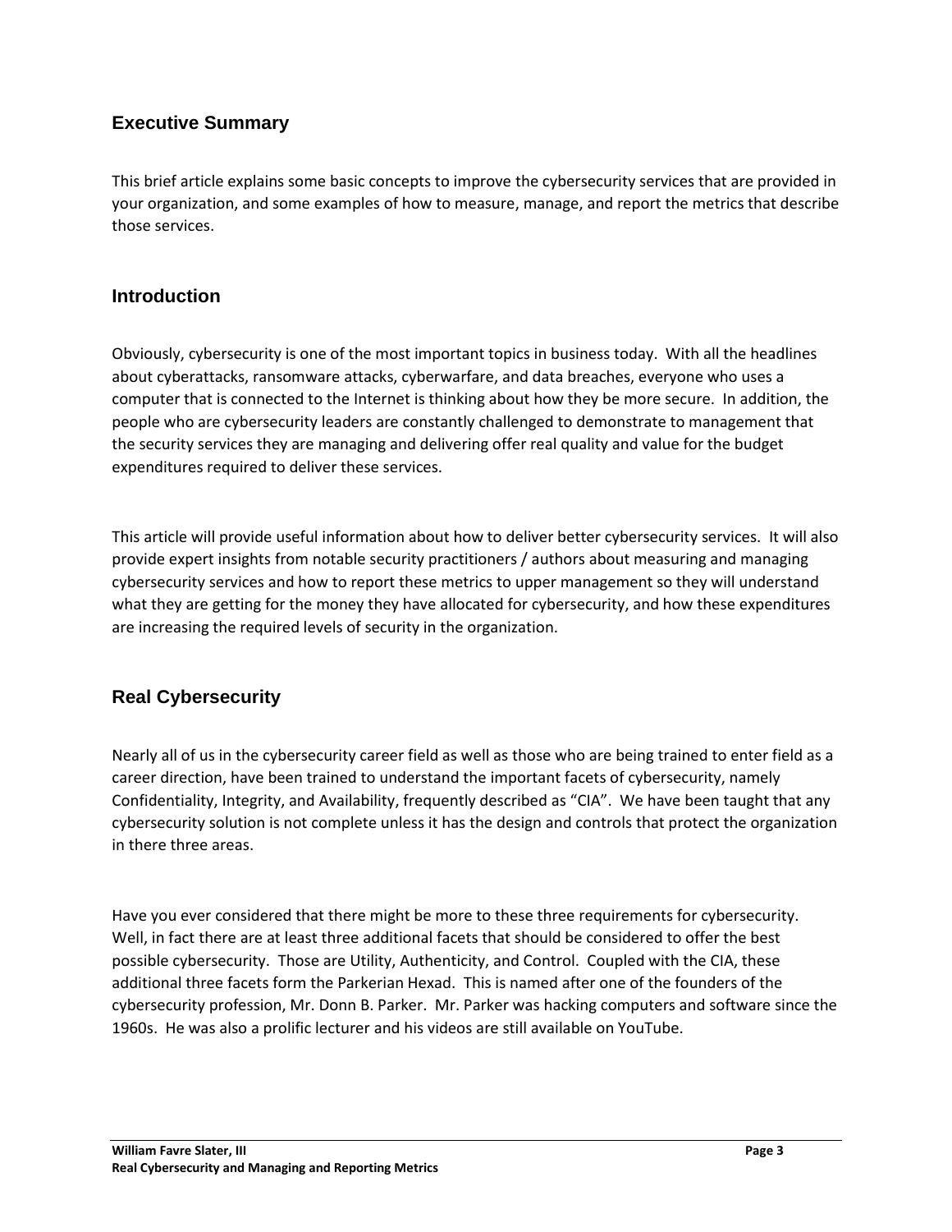## Executive Summary

This brief article explains some basic concepts to improve the cybersecurity services that are provided in your organization, and some examples of how to measure, manage, and report the metrics that describe those services.

## Introduction

Obviously, cybersecurity is one of the most important topics in business today. With all the headlines about cyberattacks, ransomware attacks, cyberwarfare, and data breaches, everyone who uses a computer that is connected to the Internet is thinking about how they be more secure. In addition, the people who are cybersecurity leaders are constantly challenged to demonstrate to management that the security services they are managing and delivering offer real quality and value for the budget expenditures required to deliver these services.

This article will provide useful information about how to deliver better cybersecurity services. It will also provide expert insights from notable security practitioners / authors about measuring and managing cybersecurity services and how to report these metrics to upper management so they will understand what they are getting for the money they have allocated for cybersecurity, and how these expenditures are increasing the required levels of security in the organization.

## Real Cybersecurity

Nearly all of us in the cybersecurity career field as well as those who are being trained to enter field as a career direction, have been trained to understand the important facets of cybersecurity, namely Confidentiality, Integrity, and Availability, frequently described as "CIA". We have been taught that any cybersecurity solution is not complete unless it has the design and controls that protect the organization in there three areas.

Have you ever considered that there might be more to these three requirements for cybersecurity. Well, in fact there are at least three additional facets that should be considered to offer the best possible cybersecurity. Those are Utility, Authenticity, and Control. Coupled with the CIA, these additional three facets form the Parkerian Hexad. This is named after one of the founders of the cybersecurity profession, Mr. Donn B. Parker. Mr. Parker was hacking computers and software since the 1960s. He was also a prolific lecturer and his videos are still available on YouTube.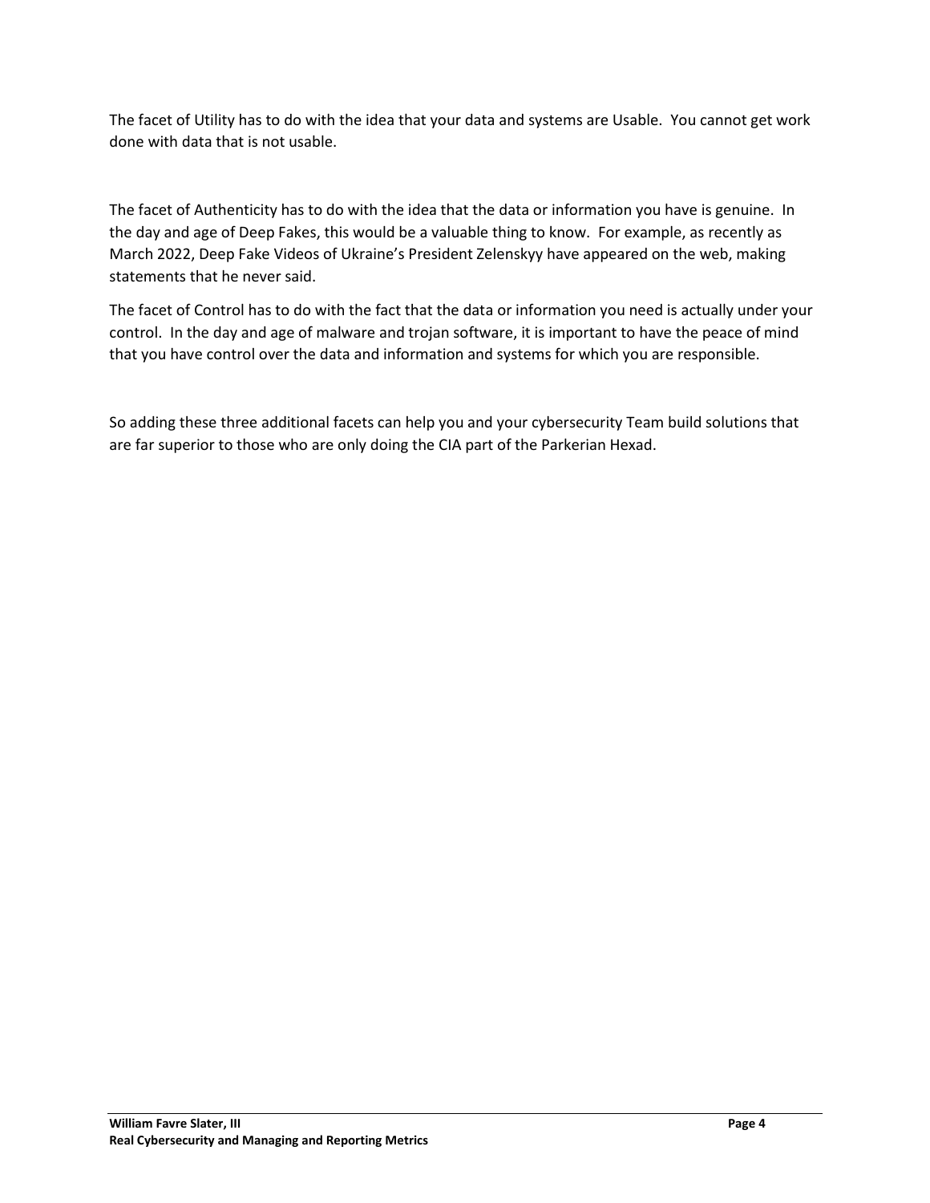The facet of Utility has to do with the idea that your data and systems are Usable. You cannot get work done with data that is not usable.

The facet of Authenticity has to do with the idea that the data or information you have is genuine. In the day and age of Deep Fakes, this would be a valuable thing to know. For example, as recently as March 2022, Deep Fake Videos of Ukraine's President Zelenskyy have appeared on the web, making statements that he never said.

The facet of Control has to do with the fact that the data or information you need is actually under your control. In the day and age of malware and trojan software, it is important to have the peace of mind that you have control over the data and information and systems for which you are responsible.

So adding these three additional facets can help you and your cybersecurity Team build solutions that are far superior to those who are only doing the CIA part of the Parkerian Hexad.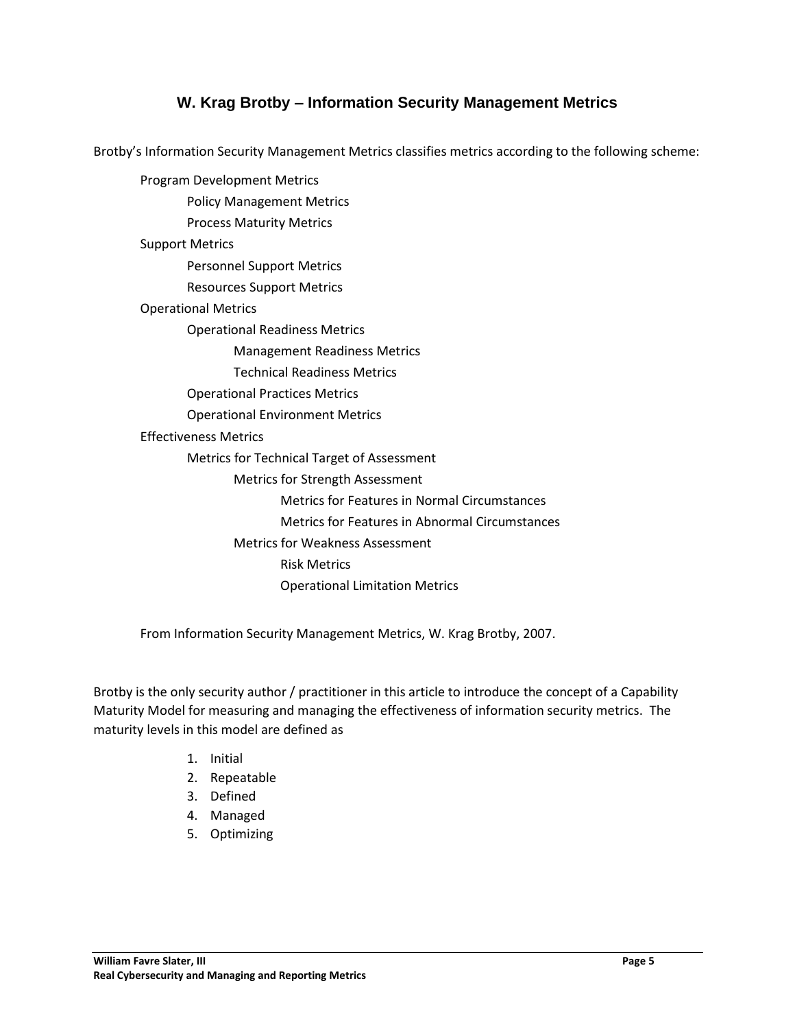## W. Krag Brotby – Information Security Management Metrics

Brotby's Information Security Management Metrics classifies metrics according to the following scheme:

- Program Development Metrics
  - Policy Management Metrics
  - Process Maturity Metrics
- Support Metrics
  - Personnel Support Metrics
  - Resources Support Metrics
- Operational Metrics
  - Operational Readiness Metrics
    - Management Readiness Metrics
    - Technical Readiness Metrics
  - Operational Practices Metrics
  - Operational Environment Metrics
- Effectiveness Metrics
  - Metrics for Technical Target of Assessment
    - Metrics for Strength Assessment
      - Metrics for Features in Normal Circumstances
      - Metrics for Features in Abnormal Circumstances
    - Metrics for Weakness Assessment
      - Risk Metrics
      - Operational Limitation Metrics

From Information Security Management Metrics, W. Krag Brotby, 2007.

Brotby is the only security author / practitioner in this article to introduce the concept of a Capability Maturity Model for measuring and managing the effectiveness of information security metrics. The maturity levels in this model are defined as

1. Initial
2. Repeatable
3. Defined
4. Managed
5. Optimizing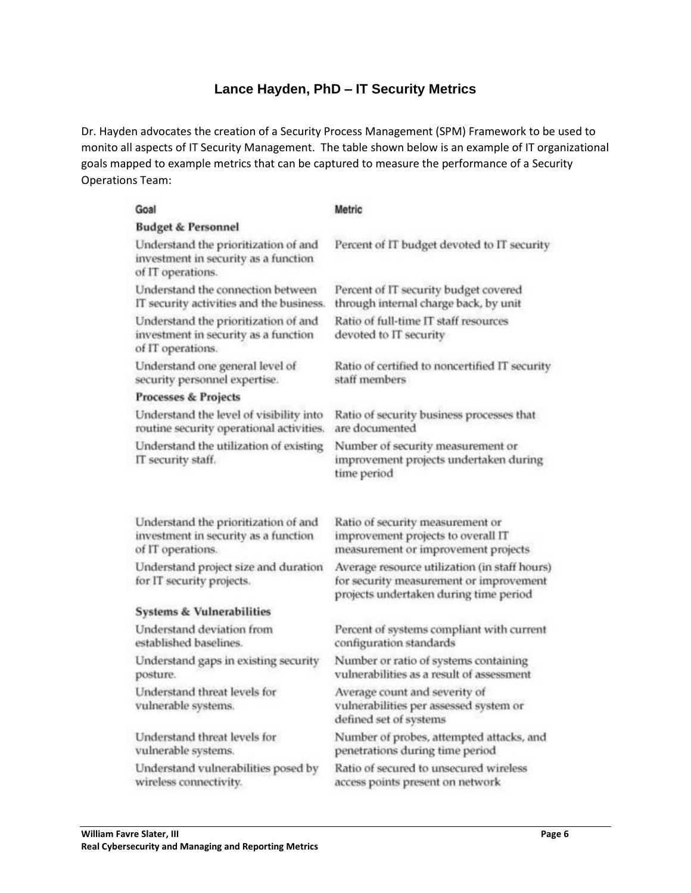## Lance Hayden, PhD – IT Security Metrics

Dr. Hayden advocates the creation of a Security Process Management (SPM) Framework to be used to monito all aspects of IT Security Management. The table shown below is an example of IT organizational goals mapped to example metrics that can be captured to measure the performance of a Security Operations Team:

| Goal | Metric |
|---|---|
| **Budget & Personnel** | |
| Understand the prioritization of and investment in security as a function of IT operations. | Percent of IT budget devoted to IT security |
| Understand the connection between IT security activities and the business. | Percent of IT security budget covered through internal charge back, by unit |
| Understand the prioritization of and investment in security as a function of IT operations. | Ratio of full-time IT staff resources devoted to IT security |
| Understand one general level of security personnel expertise. | Ratio of certified to noncertified IT security staff members |
| **Processes & Projects** | |
| Understand the level of visibility into routine security operational activities. | Ratio of security business processes that are documented |
| Understand the utilization of existing IT security staff. | Number of security measurement or improvement projects undertaken during time period |
| Understand the prioritization of and investment in security as a function of IT operations. | Ratio of security measurement or improvement projects to overall IT measurement or improvement projects |
| Understand project size and duration for IT security projects. | Average resource utilization (in staff hours) for security measurement or improvement projects undertaken during time period |
| **Systems & Vulnerabilities** | |
| Understand deviation from established baselines. | Percent of systems compliant with current configuration standards |
| Understand gaps in existing security posture. | Number or ratio of systems containing vulnerabilities as a result of assessment |
| Understand threat levels for vulnerable systems. | Average count and severity of vulnerabilities per assessed system or defined set of systems |
| Understand threat levels for vulnerable systems. | Number of probes, attempted attacks, and penetrations during time period |
| Understand vulnerabilities posed by wireless connectivity. | Ratio of secured to unsecured wireless access points present on network |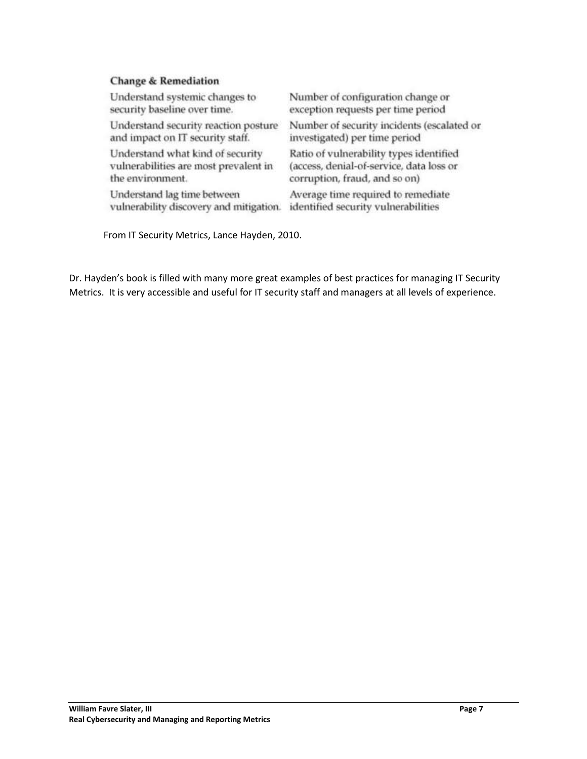**Change & Remediation**

| | |
|---|---|
| Understand systemic changes to security baseline over time. | Number of configuration change or exception requests per time period |
| Understand security reaction posture and impact on IT security staff. | Number of security incidents (escalated or investigated) per time period |
| Understand what kind of security vulnerabilities are most prevalent in the environment. | Ratio of vulnerability types identified (access, denial-of-service, data loss or corruption, fraud, and so on) |
| Understand lag time between vulnerability discovery and mitigation. | Average time required to remediate identified security vulnerabilities |

From IT Security Metrics, Lance Hayden, 2010.

Dr. Hayden's book is filled with many more great examples of best practices for managing IT Security Metrics. It is very accessible and useful for IT security staff and managers at all levels of experience.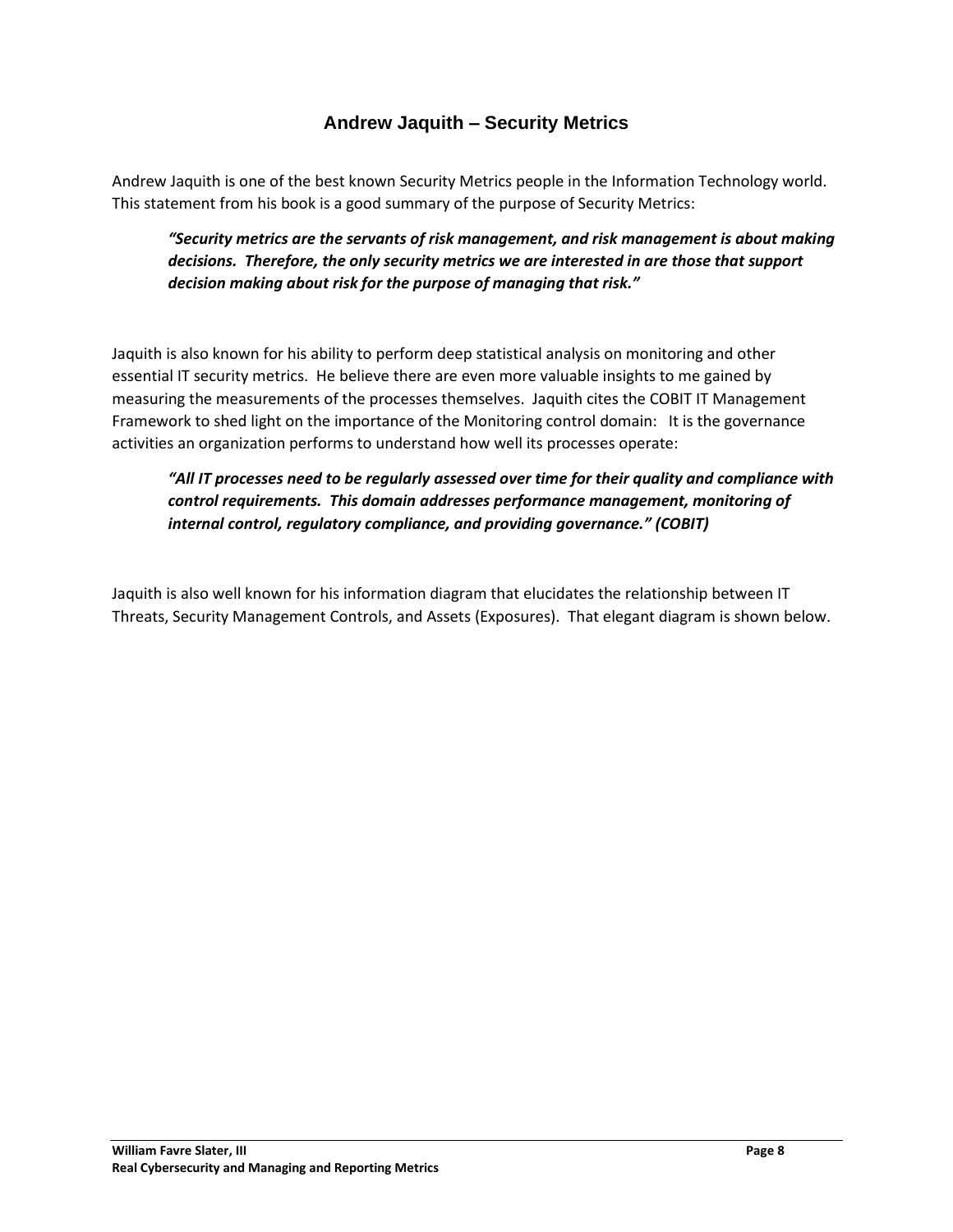## Andrew Jaquith – Security Metrics

Andrew Jaquith is one of the best known Security Metrics people in the Information Technology world. This statement from his book is a good summary of the purpose of Security Metrics:

> ***"Security metrics are the servants of risk management, and risk management is about making decisions. Therefore, the only security metrics we are interested in are those that support decision making about risk for the purpose of managing that risk."***

Jaquith is also known for his ability to perform deep statistical analysis on monitoring and other essential IT security metrics. He believe there are even more valuable insights to me gained by measuring the measurements of the processes themselves. Jaquith cites the COBIT IT Management Framework to shed light on the importance of the Monitoring control domain: It is the governance activities an organization performs to understand how well its processes operate:

> ***"All IT processes need to be regularly assessed over time for their quality and compliance with control requirements. This domain addresses performance management, monitoring of internal control, regulatory compliance, and providing governance." (COBIT)***

Jaquith is also well known for his information diagram that elucidates the relationship between IT Threats, Security Management Controls, and Assets (Exposures). That elegant diagram is shown below.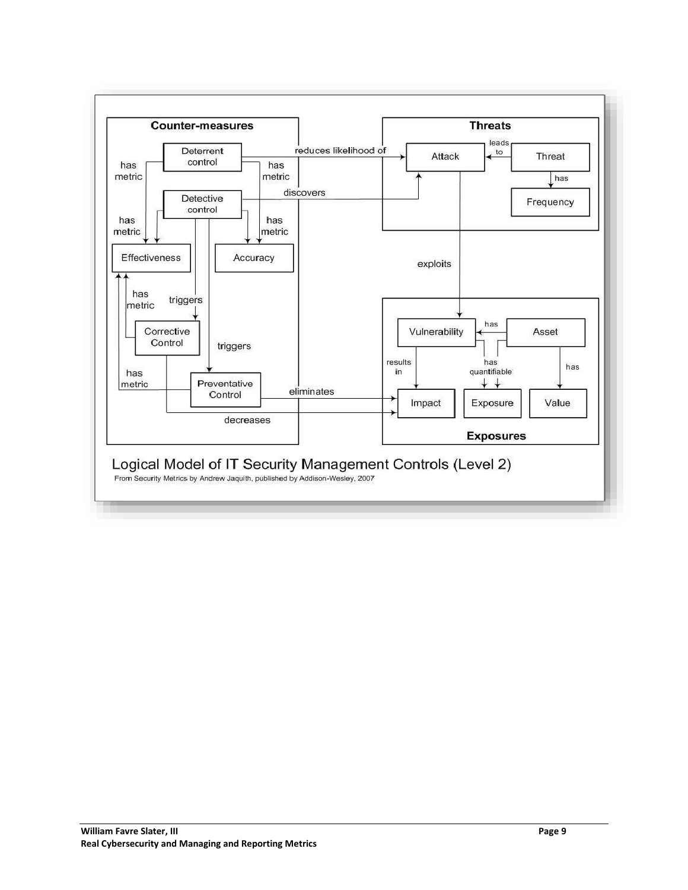Logical Model of IT Security Management Controls (Level 2)

From Security Metrics by Andrew Jaquith, published by Addison-Wesley, 2007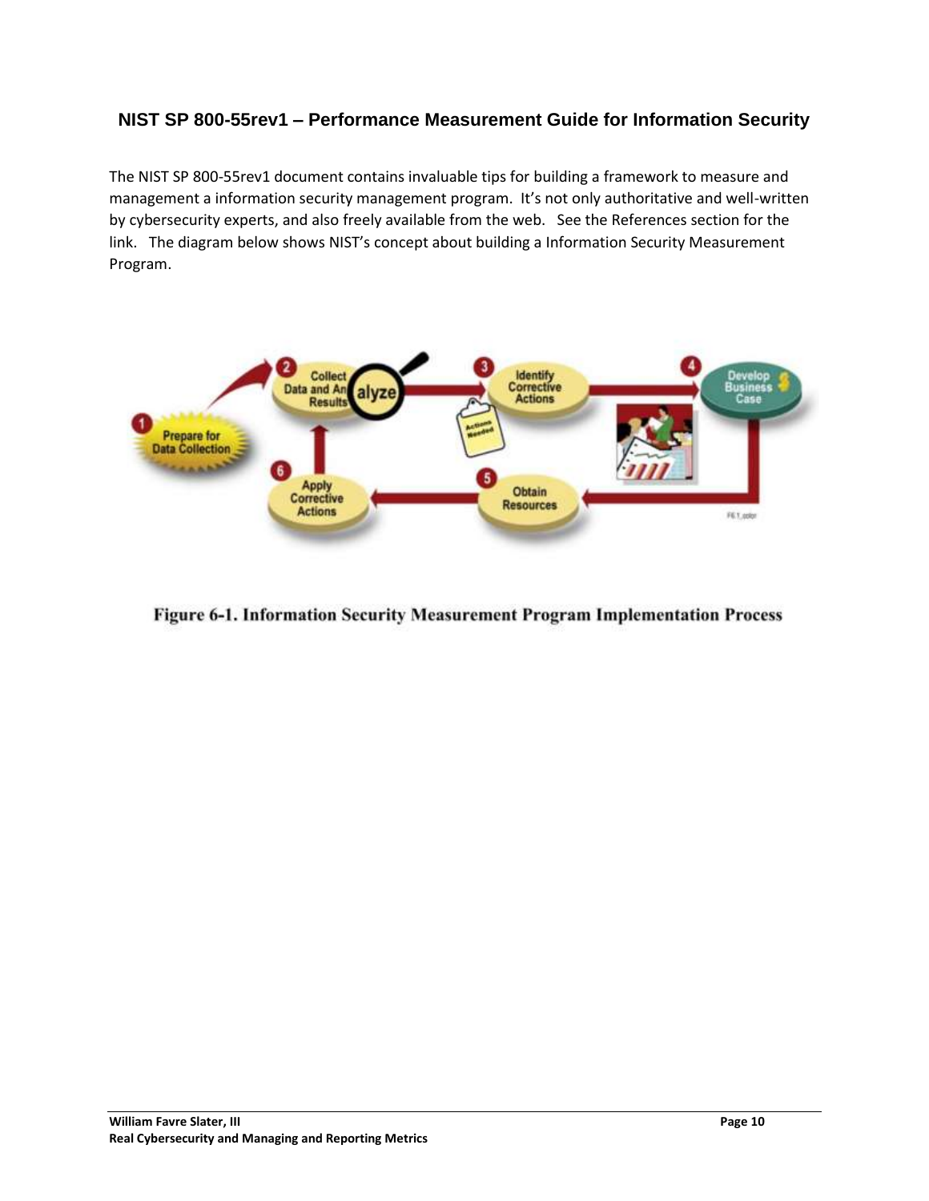## NIST SP 800-55rev1 – Performance Measurement Guide for Information Security

The NIST SP 800-55rev1 document contains invaluable tips for building a framework to measure and management a information security management program. It's not only authoritative and well-written by cybersecurity experts, and also freely available from the web. See the References section for the link. The diagram below shows NIST's concept about building a Information Security Measurement Program.

Figure 6-1. Information Security Measurement Program Implementation Process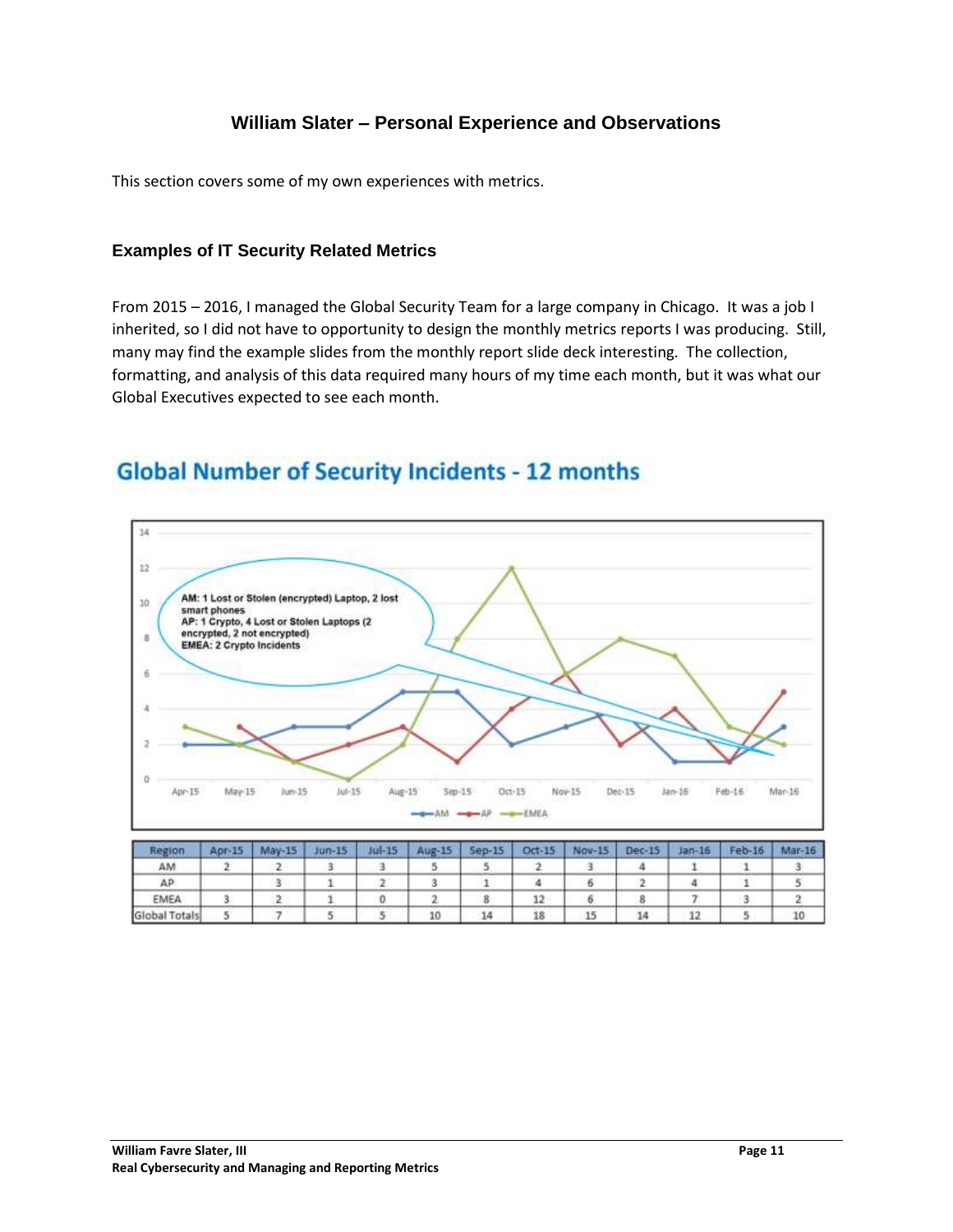## William Slater – Personal Experience and Observations

This section covers some of my own experiences with metrics.

### Examples of IT Security Related Metrics

From 2015 – 2016, I managed the Global Security Team for a large company in Chicago. It was a job I inherited, so I did not have to opportunity to design the monthly metrics reports I was producing. Still, many may find the example slides from the monthly report slide deck interesting. The collection, formatting, and analysis of this data required many hours of my time each month, but it was what our Global Executives expected to see each month.

### Global Number of Security Incidents - 12 months

AM: 1 Lost or Stolen (encrypted) Laptop, 2 lost smart phones
AP: 1 Crypto, 4 Lost or Stolen Laptops (2 encrypted, 2 not encrypted)
EMEA: 2 Crypto Incidents

| Region | Apr-15 | May-15 | Jun-15 | Jul-15 | Aug-15 | Sep-15 | Oct-15 | Nov-15 | Dec-15 | Jan-16 | Feb-16 | Mar-16 |
|---|---|---|---|---|---|---|---|---|---|---|---|---|
| AM | 2 | 2 | 3 | 3 | 5 | 5 | 2 | 3 | 4 | 1 | 1 | 3 |
| AP | | 3 | 1 | 2 | 3 | 1 | 4 | 6 | 2 | 4 | 1 | 5 |
| EMEA | 3 | 2 | 1 | 0 | 2 | 8 | 12 | 6 | 8 | 7 | 3 | 2 |
| Global Totals | 5 | 7 | 5 | 5 | 10 | 14 | 18 | 15 | 14 | 12 | 5 | 10 |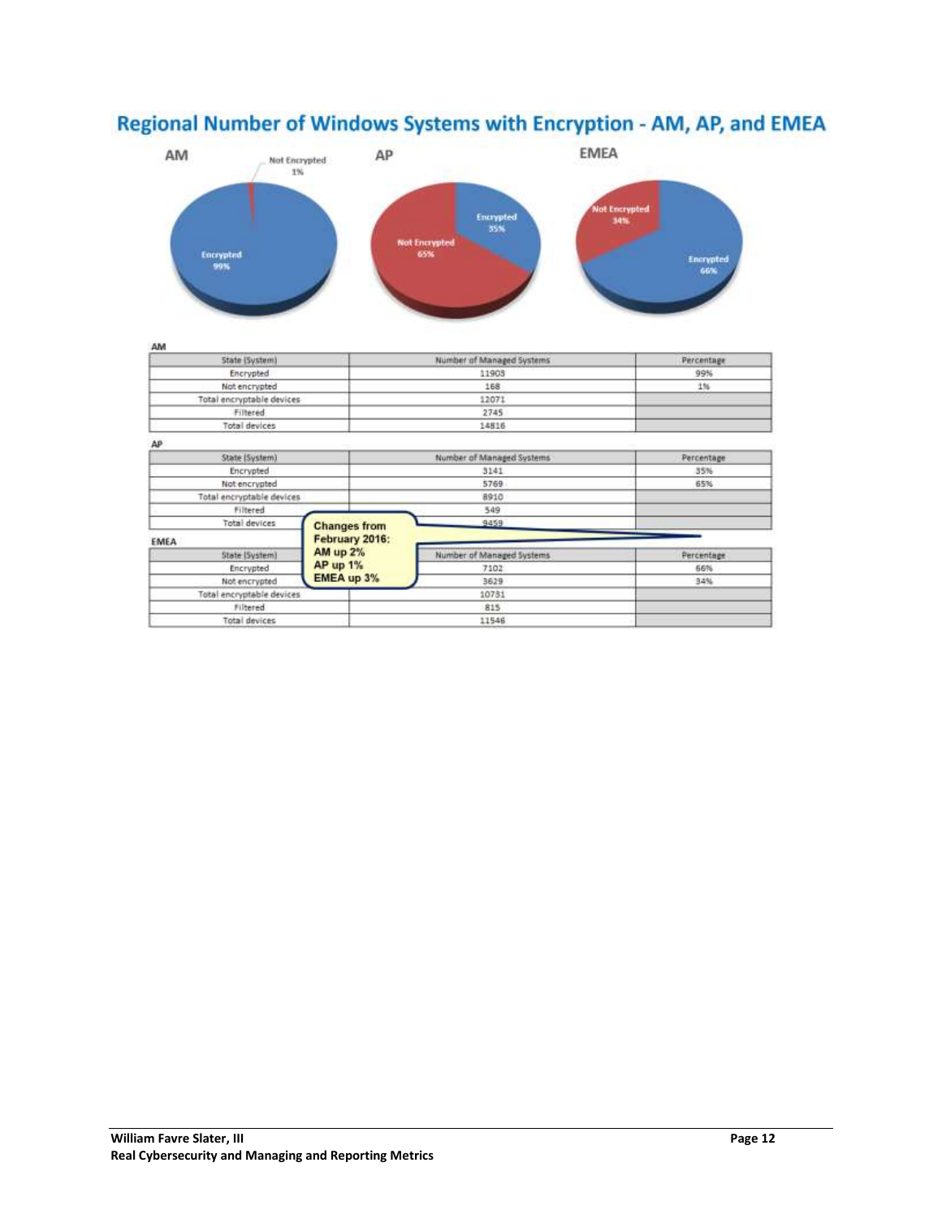# Regional Number of Windows Systems with Encryption - AM, AP, and EMEA

AM

| State (System) | Number of Managed Systems | Percentage |
|---|---|---|
| Encrypted | 11903 | 99% |
| Not encrypted | 168 | 1% |
| Total encryptable devices | 12071 | |
| Filtered | 2745 | |
| Total devices | 14816 | |

AP

| State (System) | Number of Managed Systems | Percentage |
|---|---|---|
| Encrypted | 3141 | 35% |
| Not encrypted | 5769 | 65% |
| Total encryptable devices | 8910 | |
| Filtered | 549 | |
| Total devices | 9459 | |

EMEA

| State (System) | Number of Managed Systems | Percentage |
|---|---|---|
| Encrypted | 7102 | 66% |
| Not encrypted | 3629 | 34% |
| Total encryptable devices | 10731 | |
| Filtered | 815 | |
| Total devices | 11546 | |

**Changes from February 2016:**
**AM up 2%**
**AP up 1%**
**EMEA up 3%**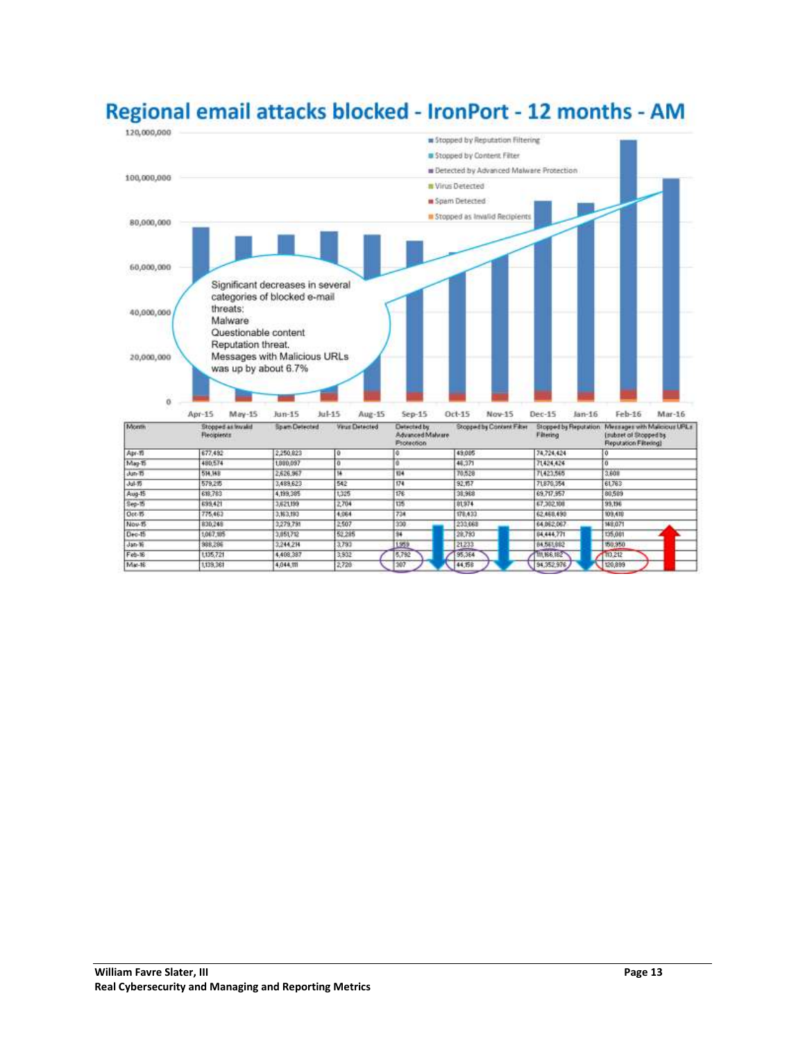# Regional email attacks blocked - IronPort - 12 months - AM

Significant decreases in several categories of blocked e-mail threats:
Malware
Questionable content
Reputation threat.
Messages with Malicious URLs was up by about 6.7%

| Month | Stopped as Invalid Recipients | Spam Detected | Virus Detected | Detected by Advanced Malware Protection | Stopped by Content Filter | Stopped by Reputation Filtering | Messages with Malicious URLs (subset of Stopped by Reputation Filtering) |
|---|---|---|---|---|---|---|---|
| Apr-15 | 677,482 | 2,250,823 | 0 | 0 | 49,085 | 74,724,424 | 0 |
| May-15 | 480,574 | 1,880,097 | 0 | 0 | 46,371 | 71,424,424 | 0 |
| Jun-15 | 514,148 | 2,626,967 | 14 | 104 | 70,528 | 71,423,565 | 3,608 |
| Jul-15 | 579,215 | 3,489,623 | 542 | 174 | 92,157 | 71,870,354 | 61,763 |
| Aug-15 | 618,783 | 4,199,385 | 1,325 | 176 | 38,968 | 69,717,957 | 80,589 |
| Sep-15 | 699,421 | 3,621,199 | 2,704 | 135 | 81,974 | 67,302,108 | 93,196 |
| Oct-15 | 775,463 | 3,163,193 | 4,064 | 734 | 178,433 | 62,468,490 | 109,418 |
| Nov-15 | 830,248 | 3,279,791 | 2,507 | 330 | 233,668 | 64,862,067 | 148,071 |
| Dec-15 | 1,067,185 | 3,851,712 | 52,285 | 94 | 28,793 | 84,444,771 | 135,081 |
| Jan-16 | 988,286 | 3,244,214 | 3,793 | 1,959 | 21,233 | 84,561,882 | 150,950 |
| Feb-16 | 1,135,721 | 4,408,387 | 3,932 | 5,792 | 95,364 | 111,166,182 | 113,212 |
| Mar-16 | 1,139,361 | 4,044,111 | 2,720 | 307 | 44,158 | 94,352,976 | 120,899 |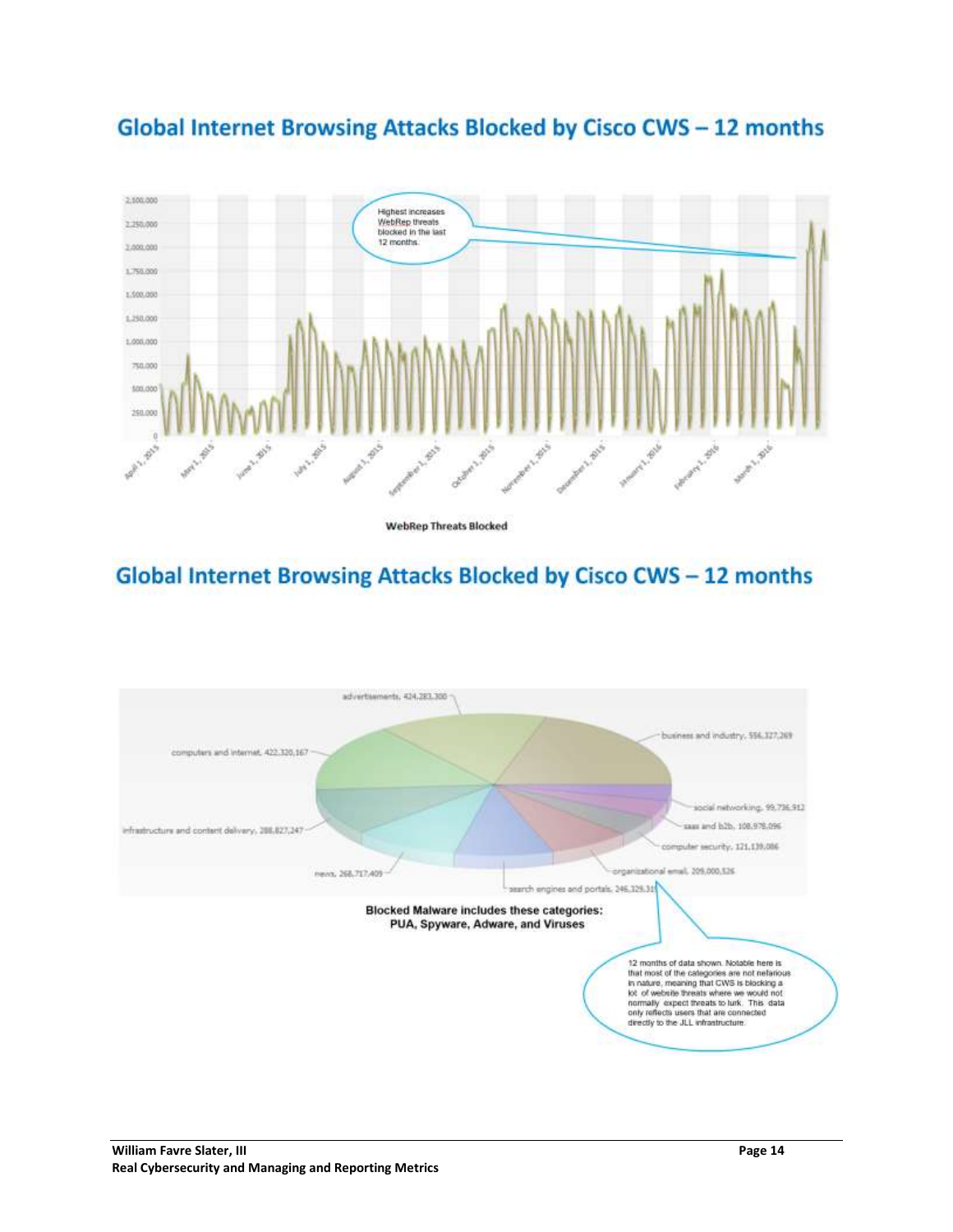## Global Internet Browsing Attacks Blocked by Cisco CWS – 12 months

Highest increases WebRep threats blocked in the last 12 months.

WebRep Threats Blocked

## Global Internet Browsing Attacks Blocked by Cisco CWS – 12 months

advertisements, 424,283,300

business and industry, 556,327,269

computers and internet, 422,320,167

social networking, 99,736,912

saas and b2b, 108,978,096

computer security, 121,139,086

infrastructure and content delivery, 288,827,247

news, 268,717,409

organizational email, 209,000,526

search engines and portals, 246,329,31

**Blocked Malware includes these categories: PUA, Spyware, Adware, and Viruses**

12 months of data shown. Notable here is that most of the categories are not nefarious in nature, meaning that CWS is blocking a lot of website threats where we would not normally expect threats to lurk. This data only reflects users that are connected directly to the JLL infrastructure.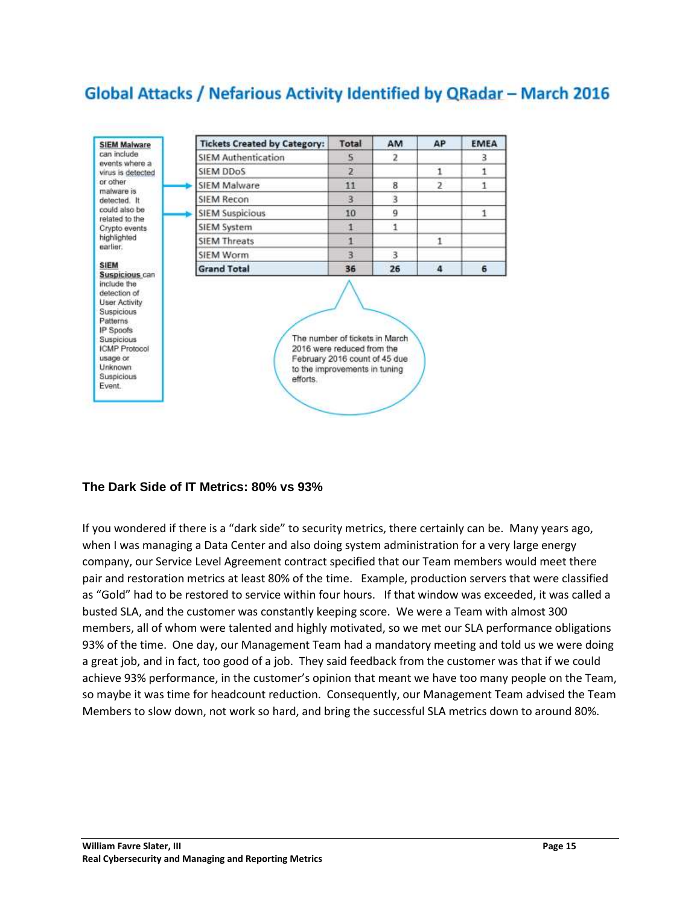## Global Attacks / Nefarious Activity Identified by QRadar – March 2016

**SIEM Malware** can include events where a virus is detected or other malware is detected. It could also be related to the Crypto events highlighted earlier.

**SIEM Suspicious** can include the detection of User Activity Suspicious Patterns IP Spoofs Suspicious ICMP Protocol usage or Unknown Suspicious Event.

| Tickets Created by Category: | Total | AM | AP | EMEA |
|---|---|---|---|---|
| SIEM Authentication | 5 | 2 | | 3 |
| SIEM DDoS | 2 | | 1 | 1 |
| SIEM Malware | 11 | 8 | 2 | 1 |
| SIEM Recon | 3 | 3 | | |
| SIEM Suspicious | 10 | 9 | | 1 |
| SIEM System | 1 | 1 | | |
| SIEM Threats | 1 | | 1 | |
| SIEM Worm | 3 | 3 | | |
| **Grand Total** | **36** | **26** | **4** | **6** |

The number of tickets in March 2016 were reduced from the February 2016 count of 45 due to the improvements in tuning efforts.

### The Dark Side of IT Metrics: 80% vs 93%

If you wondered if there is a "dark side" to security metrics, there certainly can be. Many years ago, when I was managing a Data Center and also doing system administration for a very large energy company, our Service Level Agreement contract specified that our Team members would meet there pair and restoration metrics at least 80% of the time. Example, production servers that were classified as "Gold" had to be restored to service within four hours. If that window was exceeded, it was called a busted SLA, and the customer was constantly keeping score. We were a Team with almost 300 members, all of whom were talented and highly motivated, so we met our SLA performance obligations 93% of the time. One day, our Management Team had a mandatory meeting and told us we were doing a great job, and in fact, too good of a job. They said feedback from the customer was that if we could achieve 93% performance, in the customer's opinion that meant we have too many people on the Team, so maybe it was time for headcount reduction. Consequently, our Management Team advised the Team Members to slow down, not work so hard, and bring the successful SLA metrics down to around 80%.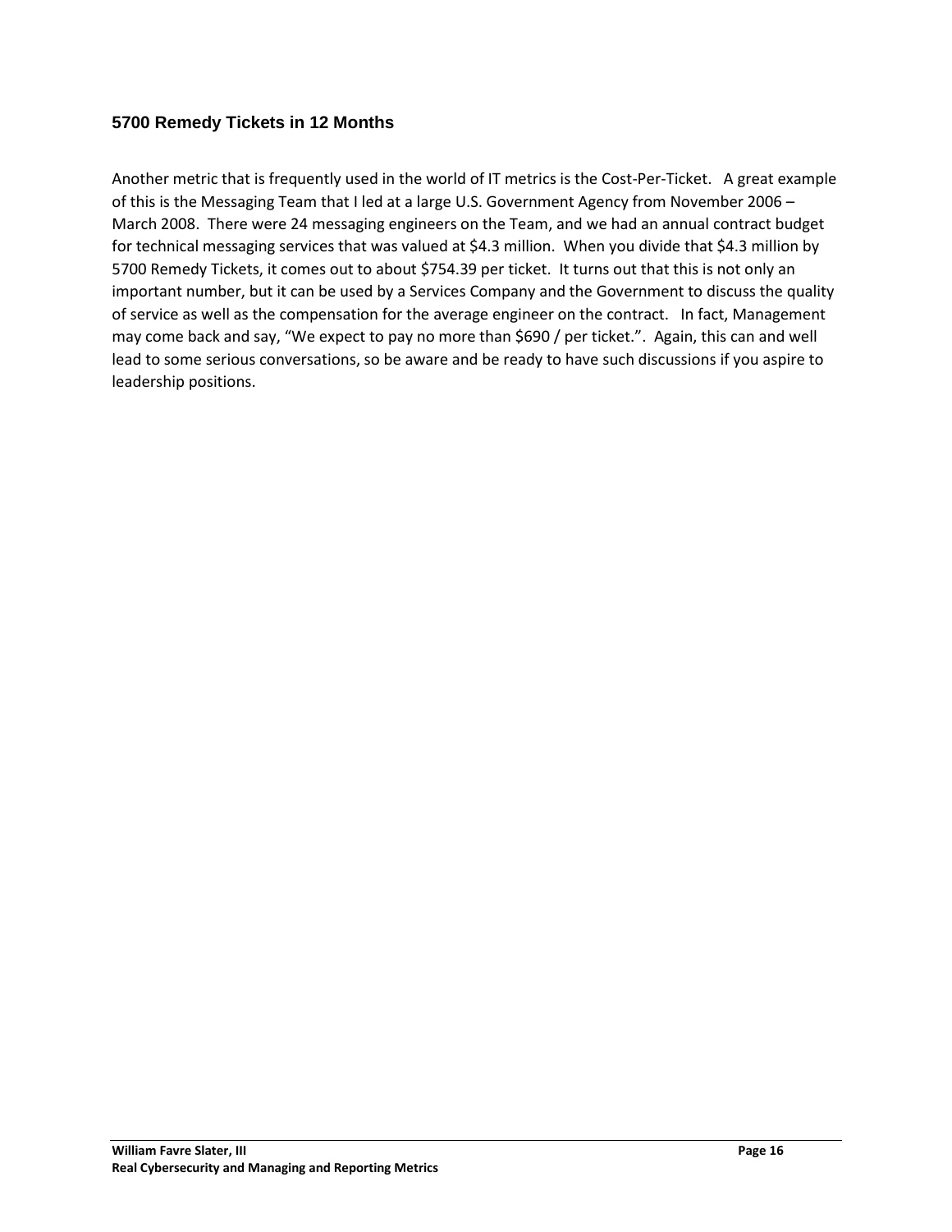### 5700 Remedy Tickets in 12 Months

Another metric that is frequently used in the world of IT metrics is the Cost-Per-Ticket. A great example of this is the Messaging Team that I led at a large U.S. Government Agency from November 2006 – March 2008. There were 24 messaging engineers on the Team, and we had an annual contract budget for technical messaging services that was valued at $4.3 million. When you divide that $4.3 million by 5700 Remedy Tickets, it comes out to about $754.39 per ticket. It turns out that this is not only an important number, but it can be used by a Services Company and the Government to discuss the quality of service as well as the compensation for the average engineer on the contract. In fact, Management may come back and say, "We expect to pay no more than $690 / per ticket.". Again, this can and well lead to some serious conversations, so be aware and be ready to have such discussions if you aspire to leadership positions.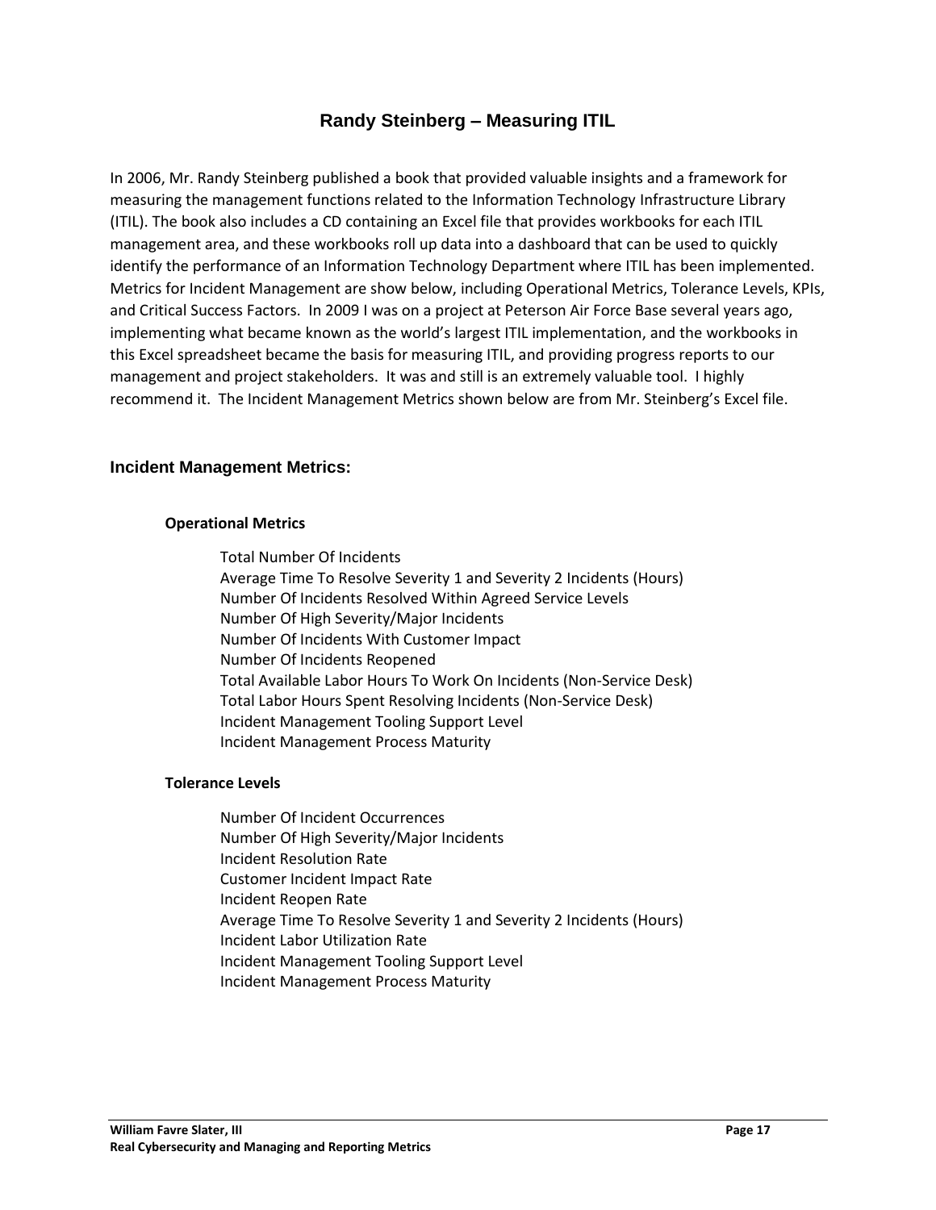# Randy Steinberg – Measuring ITIL

In 2006, Mr. Randy Steinberg published a book that provided valuable insights and a framework for measuring the management functions related to the Information Technology Infrastructure Library (ITIL). The book also includes a CD containing an Excel file that provides workbooks for each ITIL management area, and these workbooks roll up data into a dashboard that can be used to quickly identify the performance of an Information Technology Department where ITIL has been implemented. Metrics for Incident Management are show below, including Operational Metrics, Tolerance Levels, KPIs, and Critical Success Factors. In 2009 I was on a project at Peterson Air Force Base several years ago, implementing what became known as the world's largest ITIL implementation, and the workbooks in this Excel spreadsheet became the basis for measuring ITIL, and providing progress reports to our management and project stakeholders. It was and still is an extremely valuable tool. I highly recommend it. The Incident Management Metrics shown below are from Mr. Steinberg's Excel file.

## Incident Management Metrics:

### Operational Metrics

- Total Number Of Incidents
- Average Time To Resolve Severity 1 and Severity 2 Incidents (Hours)
- Number Of Incidents Resolved Within Agreed Service Levels
- Number Of High Severity/Major Incidents
- Number Of Incidents With Customer Impact
- Number Of Incidents Reopened
- Total Available Labor Hours To Work On Incidents (Non-Service Desk)
- Total Labor Hours Spent Resolving Incidents (Non-Service Desk)
- Incident Management Tooling Support Level
- Incident Management Process Maturity

### Tolerance Levels

- Number Of Incident Occurrences
- Number Of High Severity/Major Incidents
- Incident Resolution Rate
- Customer Incident Impact Rate
- Incident Reopen Rate
- Average Time To Resolve Severity 1 and Severity 2 Incidents (Hours)
- Incident Labor Utilization Rate
- Incident Management Tooling Support Level
- Incident Management Process Maturity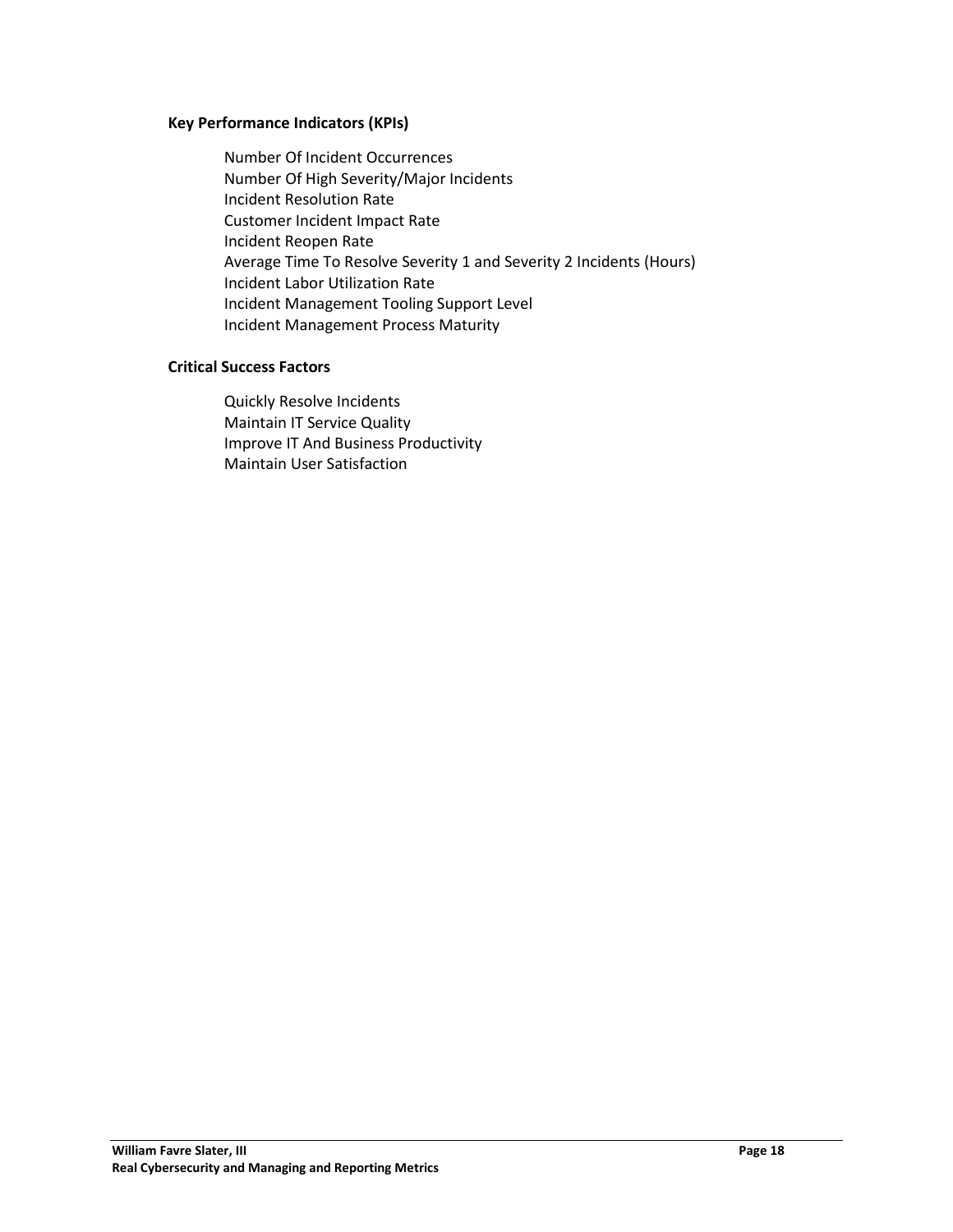**Key Performance Indicators (KPIs)**

Number Of Incident Occurrences
Number Of High Severity/Major Incidents
Incident Resolution Rate
Customer Incident Impact Rate
Incident Reopen Rate
Average Time To Resolve Severity 1 and Severity 2 Incidents (Hours)
Incident Labor Utilization Rate
Incident Management Tooling Support Level
Incident Management Process Maturity

**Critical Success Factors**

Quickly Resolve Incidents
Maintain IT Service Quality
Improve IT And Business Productivity
Maintain User Satisfaction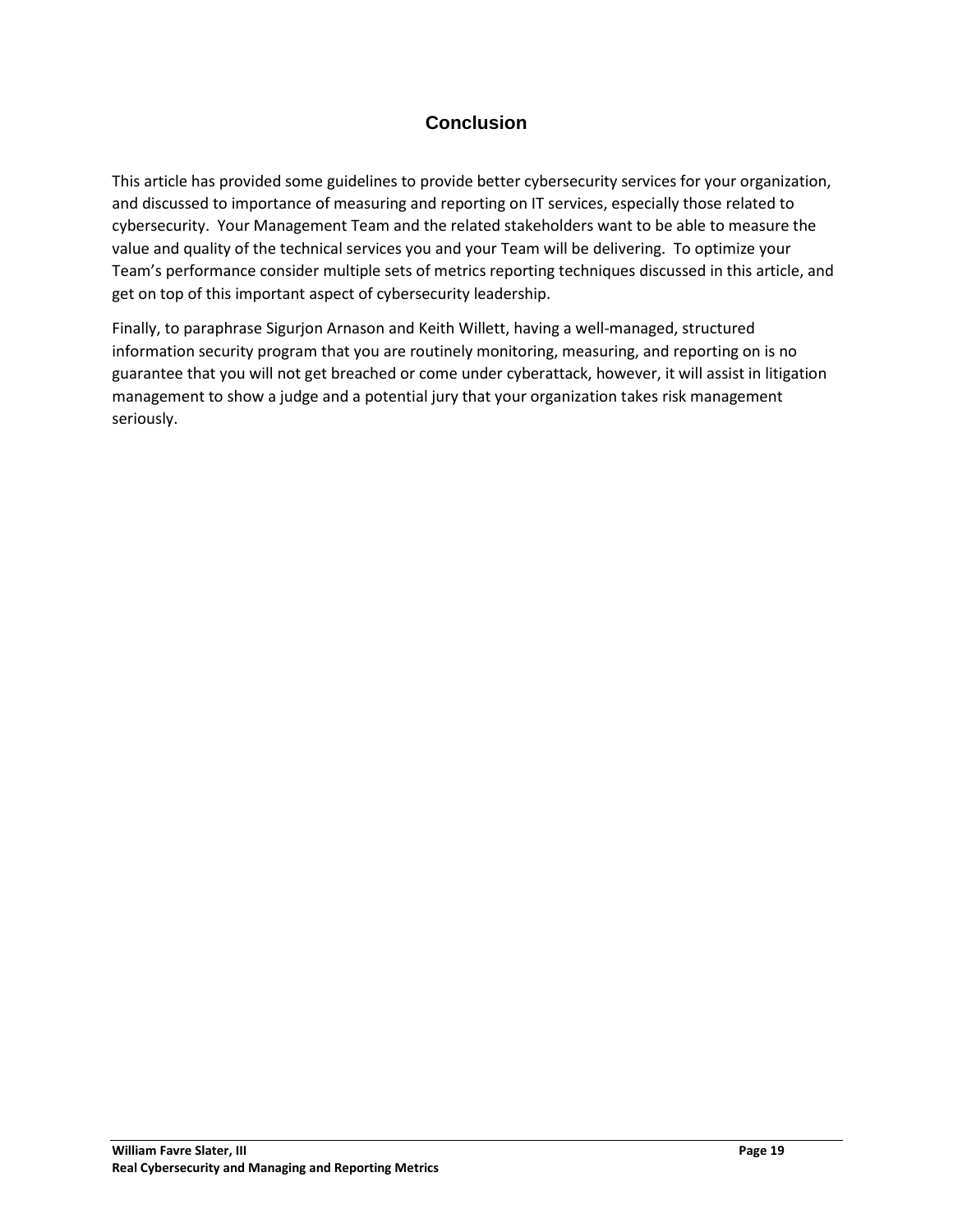## Conclusion

This article has provided some guidelines to provide better cybersecurity services for your organization, and discussed to importance of measuring and reporting on IT services, especially those related to cybersecurity. Your Management Team and the related stakeholders want to be able to measure the value and quality of the technical services you and your Team will be delivering. To optimize your Team's performance consider multiple sets of metrics reporting techniques discussed in this article, and get on top of this important aspect of cybersecurity leadership.

Finally, to paraphrase Sigurjon Arnason and Keith Willett, having a well-managed, structured information security program that you are routinely monitoring, measuring, and reporting on is no guarantee that you will not get breached or come under cyberattack, however, it will assist in litigation management to show a judge and a potential jury that your organization takes risk management seriously.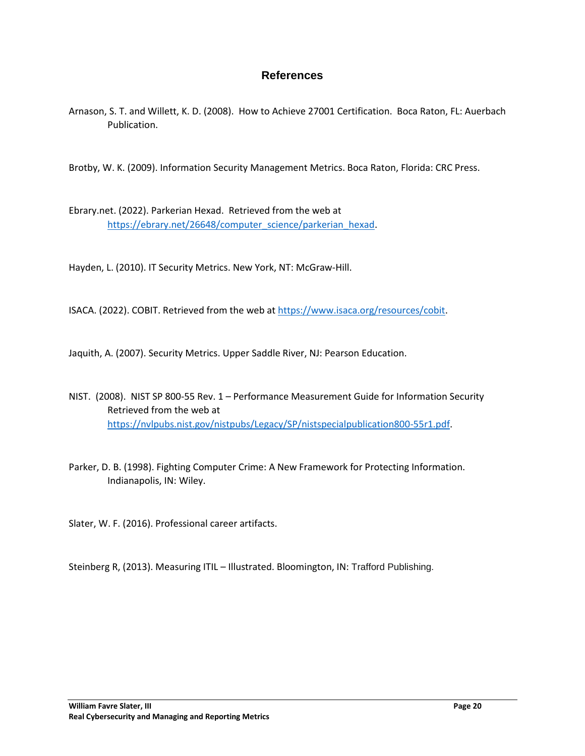## References

Arnason, S. T. and Willett, K. D. (2008). How to Achieve 27001 Certification. Boca Raton, FL: Auerbach Publication.

Brotby, W. K. (2009). Information Security Management Metrics. Boca Raton, Florida: CRC Press.

Ebrary.net. (2022). Parkerian Hexad. Retrieved from the web at https://ebrary.net/26648/computer_science/parkerian_hexad.

Hayden, L. (2010). IT Security Metrics. New York, NT: McGraw-Hill.

ISACA. (2022). COBIT. Retrieved from the web at https://www.isaca.org/resources/cobit.

Jaquith, A. (2007). Security Metrics. Upper Saddle River, NJ: Pearson Education.

NIST. (2008). NIST SP 800-55 Rev. 1 – Performance Measurement Guide for Information Security Retrieved from the web at https://nvlpubs.nist.gov/nistpubs/Legacy/SP/nistspecialpublication800-55r1.pdf.

Parker, D. B. (1998). Fighting Computer Crime: A New Framework for Protecting Information. Indianapolis, IN: Wiley.

Slater, W. F. (2016). Professional career artifacts.

Steinberg R, (2013). Measuring ITIL – Illustrated. Bloomington, IN: Trafford Publishing.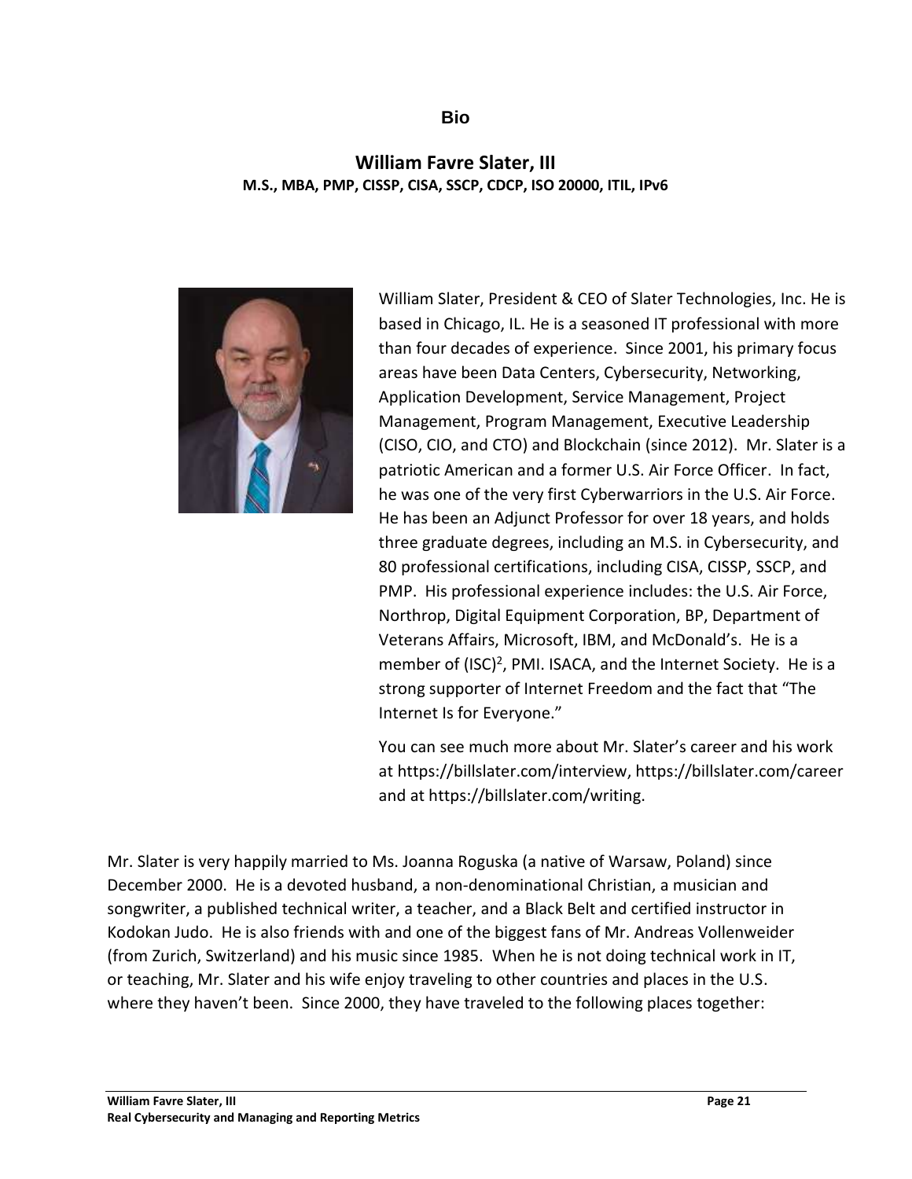## Bio

### William Favre Slater, III

**M.S., MBA, PMP, CISSP, CISA, SSCP, CDCP, ISO 20000, ITIL, IPv6**

William Slater, President & CEO of Slater Technologies, Inc. He is based in Chicago, IL. He is a seasoned IT professional with more than four decades of experience. Since 2001, his primary focus areas have been Data Centers, Cybersecurity, Networking, Application Development, Service Management, Project Management, Program Management, Executive Leadership (CISO, CIO, and CTO) and Blockchain (since 2012). Mr. Slater is a patriotic American and a former U.S. Air Force Officer. In fact, he was one of the very first Cyberwarriors in the U.S. Air Force. He has been an Adjunct Professor for over 18 years, and holds three graduate degrees, including an M.S. in Cybersecurity, and 80 professional certifications, including CISA, CISSP, SSCP, and PMP. His professional experience includes: the U.S. Air Force, Northrop, Digital Equipment Corporation, BP, Department of Veterans Affairs, Microsoft, IBM, and McDonald's. He is a member of (ISC)², PMI. ISACA, and the Internet Society. He is a strong supporter of Internet Freedom and the fact that "The Internet Is for Everyone."

You can see much more about Mr. Slater's career and his work at https://billslater.com/interview, https://billslater.com/career and at https://billslater.com/writing.

Mr. Slater is very happily married to Ms. Joanna Roguska (a native of Warsaw, Poland) since December 2000. He is a devoted husband, a non-denominational Christian, a musician and songwriter, a published technical writer, a teacher, and a Black Belt and certified instructor in Kodokan Judo. He is also friends with and one of the biggest fans of Mr. Andreas Vollenweider (from Zurich, Switzerland) and his music since 1985. When he is not doing technical work in IT, or teaching, Mr. Slater and his wife enjoy traveling to other countries and places in the U.S. where they haven't been. Since 2000, they have traveled to the following places together: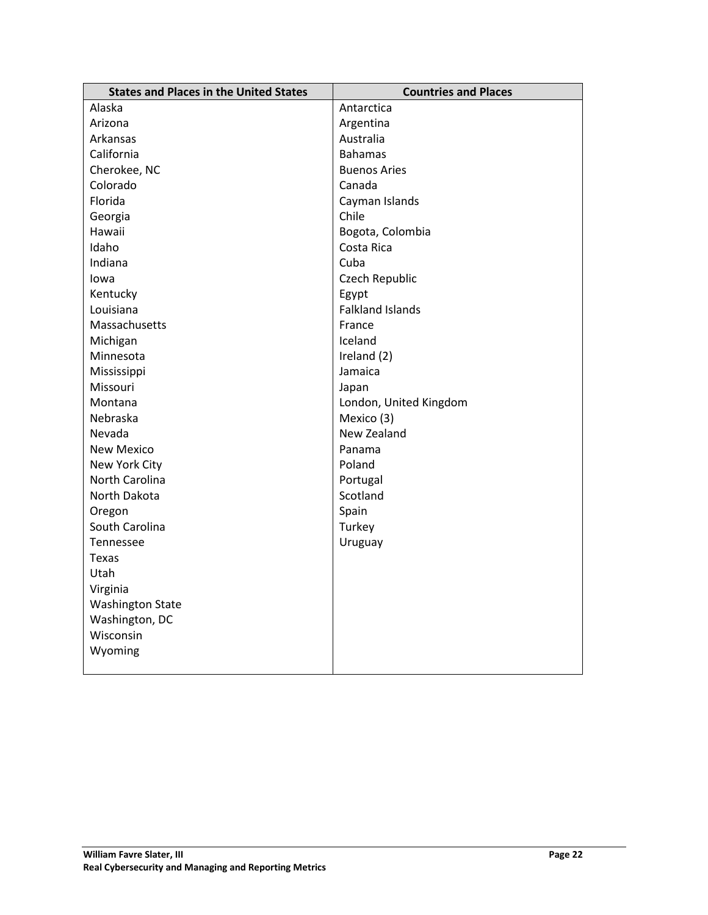| States and Places in the United States | Countries and Places |
|---|---|
| Alaska | Antarctica |
| Arizona | Argentina |
| Arkansas | Australia |
| California | Bahamas |
| Cherokee, NC | Buenos Aries |
| Colorado | Canada |
| Florida | Cayman Islands |
| Georgia | Chile |
| Hawaii | Bogota, Colombia |
| Idaho | Costa Rica |
| Indiana | Cuba |
| Iowa | Czech Republic |
| Kentucky | Egypt |
| Louisiana | Falkland Islands |
| Massachusetts | France |
| Michigan | Iceland |
| Minnesota | Ireland (2) |
| Mississippi | Jamaica |
| Missouri | Japan |
| Montana | London, United Kingdom |
| Nebraska | Mexico (3) |
| Nevada | New Zealand |
| New Mexico | Panama |
| New York City | Poland |
| North Carolina | Portugal |
| North Dakota | Scotland |
| Oregon | Spain |
| South Carolina | Turkey |
| Tennessee | Uruguay |
| Texas | |
| Utah | |
| Virginia | |
| Washington State | |
| Washington, DC | |
| Wisconsin | |
| Wyoming | |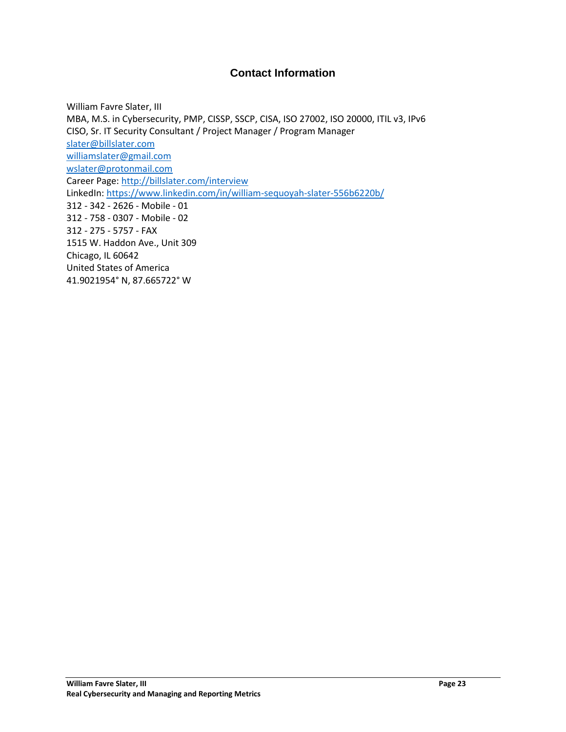## Contact Information

William Favre Slater, III
MBA, M.S. in Cybersecurity, PMP, CISSP, SSCP, CISA, ISO 27002, ISO 20000, ITIL v3, IPv6
CISO, Sr. IT Security Consultant / Project Manager / Program Manager
slater@billslater.com
williamslater@gmail.com
wslater@protonmail.com
Career Page: http://billslater.com/interview
LinkedIn: https://www.linkedin.com/in/william-sequoyah-slater-556b6220b/
312 - 342 - 2626 - Mobile - 01
312 - 758 - 0307 - Mobile - 02
312 - 275 - 5757 - FAX
1515 W. Haddon Ave., Unit 309
Chicago, IL 60642
United States of America
41.9021954° N, 87.665722° W